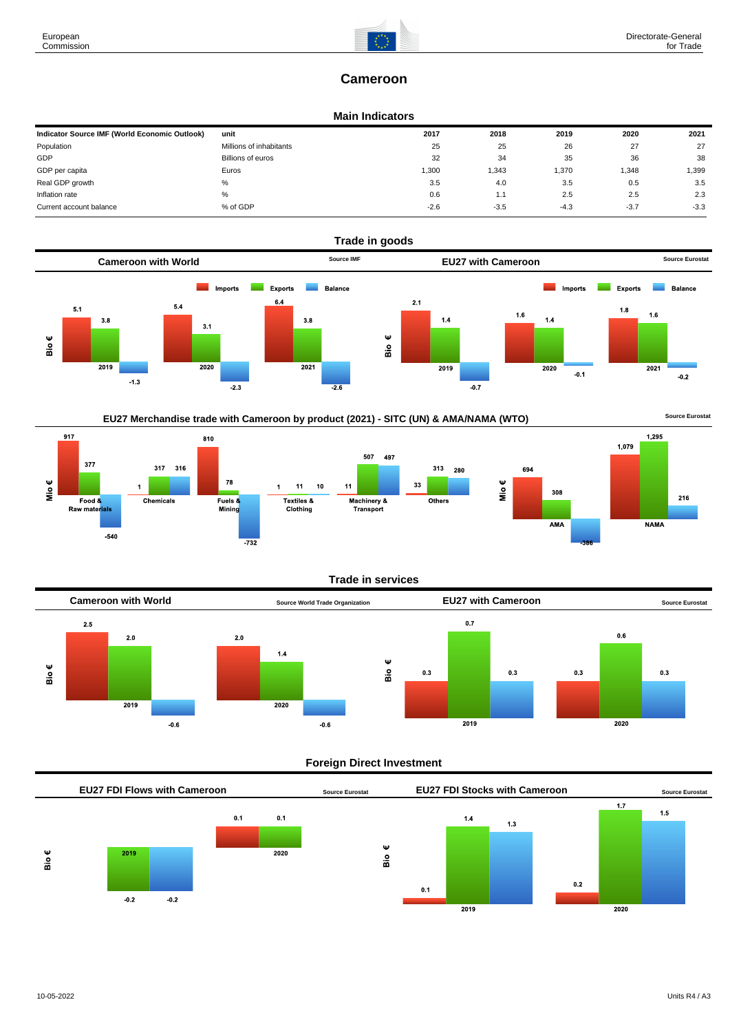# Cameroon

## Main Indicators

| Indicator Source IMF (World Economic Outlook) | unit | 2017 | 2018 | 2019 | 2020 | 2021 |
|---|---|---|---|---|---|---|
| Population | Millions of inhabitants | 25 | 25 | 26 | 27 | 27 |
| GDP | Billions of euros | 32 | 34 | 35 | 36 | 38 |
| GDP per capita | Euros | 1,300 | 1,343 | 1,370 | 1,348 | 1,399 |
| Real GDP growth | % | 3.5 | 4.0 | 3.5 | 0.5 | 3.5 |
| Inflation rate | % | 0.6 | 1.1 | 2.5 | 2.5 | 2.3 |
| Current account balance | % of GDP | -2.6 | -3.5 | -4.3 | -3.7 | -3.3 |

## Trade in goods

### Cameroon with World

Source IMF

Bio €

| | Imports | Exports | Balance |
|---|---|---|---|
| 2019 | 5.1 | 3.8 | -1.3 |
| 2020 | 5.4 | 3.1 | -2.3 |
| 2021 | 6.4 | 3.8 | -2.6 |

### EU27 with Cameroon

Source Eurostat

Bio €

| | Imports | Exports | Balance |
|---|---|---|---|
| 2019 | 2.1 | 1.4 | -0.7 |
| 2020 | 1.6 | 1.4 | -0.1 |
| 2021 | 1.8 | 1.6 | -0.2 |

### EU27 Merchandise trade with Cameroon by product (2021) - SITC (UN) & AMA/NAMA (WTO)

Source Eurostat

Mio €

| | Imports | Exports | Balance |
|---|---|---|---|
| Food & Raw materials | 917 | 377 | -540 |
| Chemicals | 1 | 317 | 316 |
| Fuels & Mining | 810 | 78 | -732 |
| Textiles & Clothing | 1 | 11 | 10 |
| Machinery & Transport | 11 | 507 | 497 |
| Others | 33 | 313 | 280 |
| AMA | 694 | 308 | -386 |
| NAMA | 1,079 | 1,295 | 216 |

## Trade in services

### Cameroon with World

Source World Trade Organization

Bio €

| | Imports | Exports | Balance |
|---|---|---|---|
| 2019 | 2.5 | 2.0 | -0.6 |
| 2020 | 2.0 | 1.4 | -0.6 |

### EU27 with Cameroon

Source Eurostat

Bio €

| | Imports | Exports | Balance |
|---|---|---|---|
| 2019 | 0.3 | 0.7 | 0.3 |
| 2020 | 0.3 | 0.6 | 0.3 |

## Foreign Direct Investment

### EU27 FDI Flows with Cameroon

Source Eurostat

Bio €

| | Inward | Outward | Balance |
|---|---|---|---|
| 2019 | | -0.2 | -0.2 |
| 2020 | 0.1 | 0.1 | |

### EU27 FDI Stocks with Cameroon

Source Eurostat

Bio €

| | Inward | Outward | Balance |
|---|---|---|---|
| 2019 | 0.1 | 1.4 | 1.3 |
| 2020 | 0.2 | 1.7 | 1.5 |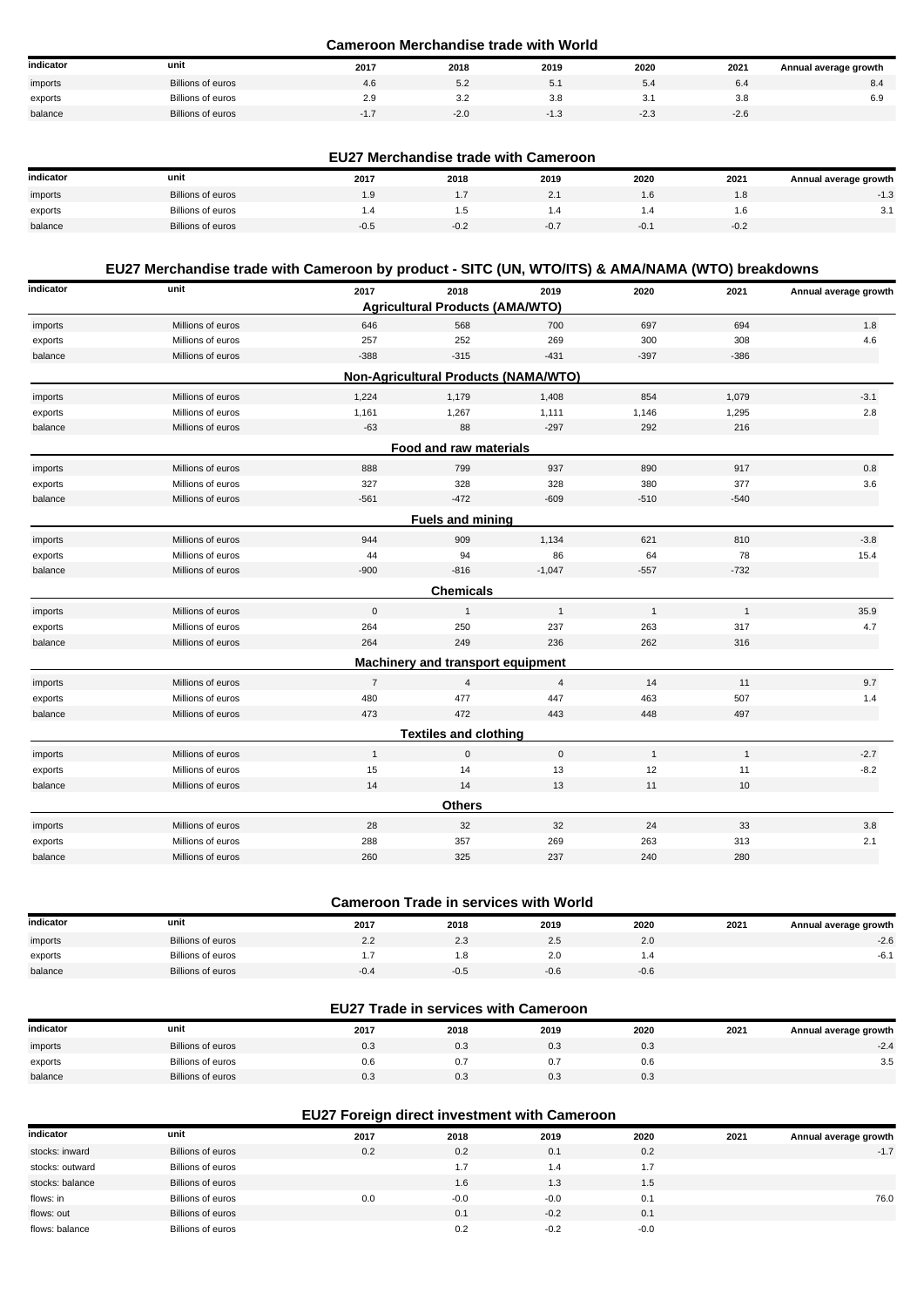## Cameroon Merchandise trade with World

| indicator | unit | 2017 | 2018 | 2019 | 2020 | 2021 | Annual average growth |
|---|---|---|---|---|---|---|---|
| imports | Billions of euros | 4.6 | 5.2 | 5.1 | 5.4 | 6.4 | 8.4 |
| exports | Billions of euros | 2.9 | 3.2 | 3.8 | 3.1 | 3.8 | 6.9 |
| balance | Billions of euros | -1.7 | -2.0 | -1.3 | -2.3 | -2.6 | |

## EU27 Merchandise trade with Cameroon

| indicator | unit | 2017 | 2018 | 2019 | 2020 | 2021 | Annual average growth |
|---|---|---|---|---|---|---|---|
| imports | Billions of euros | 1.9 | 1.7 | 2.1 | 1.6 | 1.8 | -1.3 |
| exports | Billions of euros | 1.4 | 1.5 | 1.4 | 1.4 | 1.6 | 3.1 |
| balance | Billions of euros | -0.5 | -0.2 | -0.7 | -0.1 | -0.2 | |

## EU27 Merchandise trade with Cameroon by product - SITC (UN, WTO/ITS) & AMA/NAMA (WTO) breakdowns

| indicator | unit | 2017 | 2018 | 2019 | 2020 | 2021 | Annual average growth |
|---|---|---|---|---|---|---|---|
| | | | **Agricultural Products (AMA/WTO)** | | | | |
| imports | Millions of euros | 646 | 568 | 700 | 697 | 694 | 1.8 |
| exports | Millions of euros | 257 | 252 | 269 | 300 | 308 | 4.6 |
| balance | Millions of euros | -388 | -315 | -431 | -397 | -386 | |
| | | | **Non-Agricultural Products (NAMA/WTO)** | | | | |
| imports | Millions of euros | 1,224 | 1,179 | 1,408 | 854 | 1,079 | -3.1 |
| exports | Millions of euros | 1,161 | 1,267 | 1,111 | 1,146 | 1,295 | 2.8 |
| balance | Millions of euros | -63 | 88 | -297 | 292 | 216 | |
| | | | **Food and raw materials** | | | | |
| imports | Millions of euros | 888 | 799 | 937 | 890 | 917 | 0.8 |
| exports | Millions of euros | 327 | 328 | 328 | 380 | 377 | 3.6 |
| balance | Millions of euros | -561 | -472 | -609 | -510 | -540 | |
| | | | **Fuels and mining** | | | | |
| imports | Millions of euros | 944 | 909 | 1,134 | 621 | 810 | -3.8 |
| exports | Millions of euros | 44 | 94 | 86 | 64 | 78 | 15.4 |
| balance | Millions of euros | -900 | -816 | -1,047 | -557 | -732 | |
| | | | **Chemicals** | | | | |
| imports | Millions of euros | 0 | 1 | 1 | 1 | 1 | 35.9 |
| exports | Millions of euros | 264 | 250 | 237 | 263 | 317 | 4.7 |
| balance | Millions of euros | 264 | 249 | 236 | 262 | 316 | |
| | | | **Machinery and transport equipment** | | | | |
| imports | Millions of euros | 7 | 4 | 4 | 14 | 11 | 9.7 |
| exports | Millions of euros | 480 | 477 | 447 | 463 | 507 | 1.4 |
| balance | Millions of euros | 473 | 472 | 443 | 448 | 497 | |
| | | | **Textiles and clothing** | | | | |
| imports | Millions of euros | 1 | 0 | 0 | 1 | 1 | -2.7 |
| exports | Millions of euros | 15 | 14 | 13 | 12 | 11 | -8.2 |
| balance | Millions of euros | 14 | 14 | 13 | 11 | 10 | |
| | | | **Others** | | | | |
| imports | Millions of euros | 28 | 32 | 32 | 24 | 33 | 3.8 |
| exports | Millions of euros | 288 | 357 | 269 | 263 | 313 | 2.1 |
| balance | Millions of euros | 260 | 325 | 237 | 240 | 280 | |

## Cameroon Trade in services with World

| indicator | unit | 2017 | 2018 | 2019 | 2020 | 2021 | Annual average growth |
|---|---|---|---|---|---|---|---|
| imports | Billions of euros | 2.2 | 2.3 | 2.5 | 2.0 | | -2.6 |
| exports | Billions of euros | 1.7 | 1.8 | 2.0 | 1.4 | | -6.1 |
| balance | Billions of euros | -0.4 | -0.5 | -0.6 | -0.6 | | |

## EU27 Trade in services with Cameroon

| indicator | unit | 2017 | 2018 | 2019 | 2020 | 2021 | Annual average growth |
|---|---|---|---|---|---|---|---|
| imports | Billions of euros | 0.3 | 0.3 | 0.3 | 0.3 | | -2.4 |
| exports | Billions of euros | 0.6 | 0.7 | 0.7 | 0.6 | | 3.5 |
| balance | Billions of euros | 0.3 | 0.3 | 0.3 | 0.3 | | |

## EU27 Foreign direct investment with Cameroon

| indicator | unit | 2017 | 2018 | 2019 | 2020 | 2021 | Annual average growth |
|---|---|---|---|---|---|---|---|
| stocks: inward | Billions of euros | 0.2 | 0.2 | 0.1 | 0.2 | | -1.7 |
| stocks: outward | Billions of euros | | 1.7 | 1.4 | 1.7 | | |
| stocks: balance | Billions of euros | | 1.6 | 1.3 | 1.5 | | |
| flows: in | Billions of euros | 0.0 | -0.0 | -0.0 | 0.1 | | 76.0 |
| flows: out | Billions of euros | | 0.1 | -0.2 | 0.1 | | |
| flows: balance | Billions of euros | | 0.2 | -0.2 | -0.0 | | |